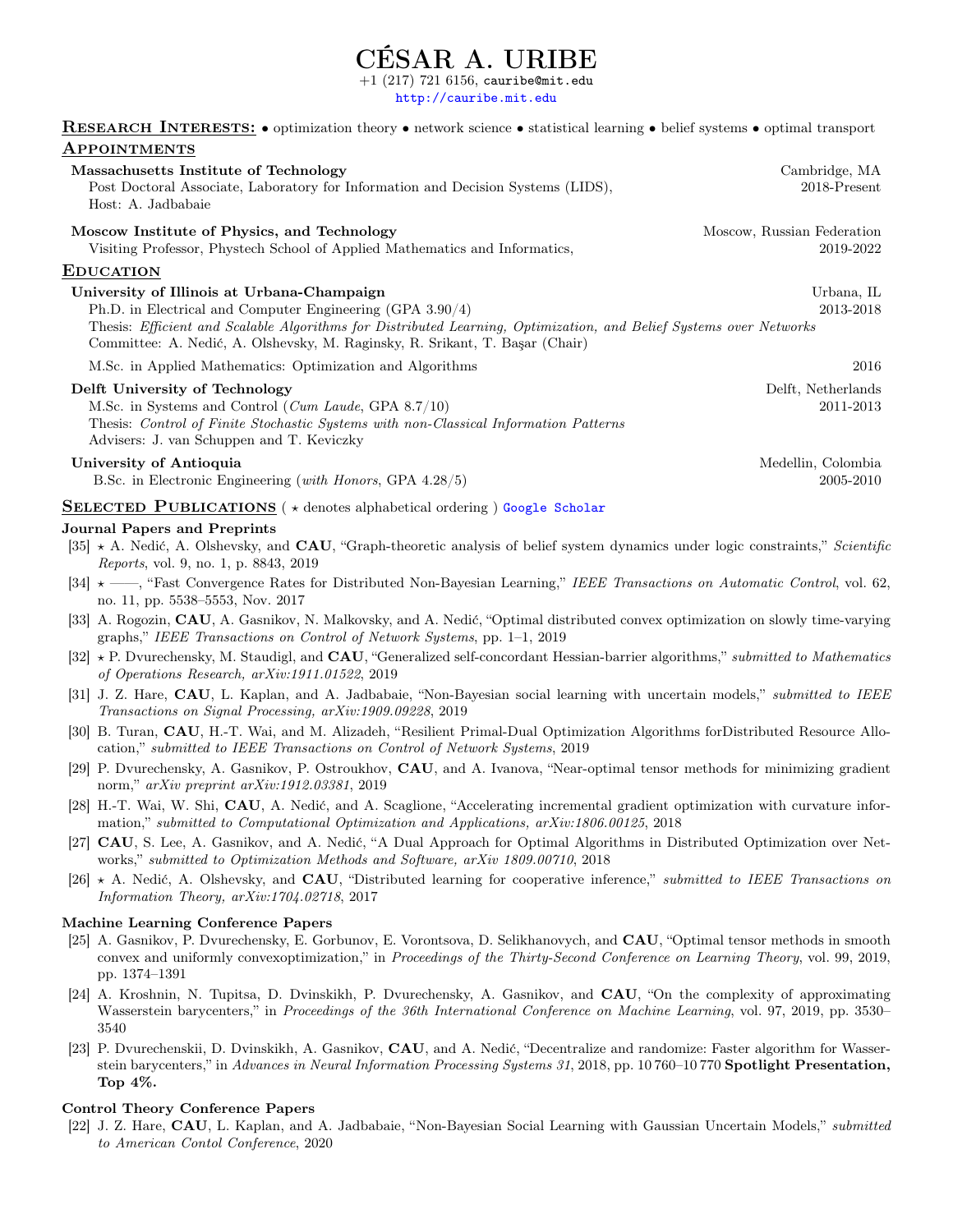# CÉSAR A. URIBE

+1 (217) 721 6156, cauribe@mit.edu
http://cauribe.mit.edu

**Research Interests:** • optimization theory • network science • statistical learning • belief systems • optimal transport

## Appointments

**Massachusetts Institute of Technology** — Cambridge, MA
Post Doctoral Associate, Laboratory for Information and Decision Systems (LIDS), Host: A. Jadbabaie — 2018-Present

**Moscow Institute of Physics, and Technology** — Moscow, Russian Federation
Visiting Professor, Phystech School of Applied Mathematics and Informatics, — 2019-2022

## Education

**University of Illinois at Urbana-Champaign** — Urbana, IL
Ph.D. in Electrical and Computer Engineering (GPA 3.90/4) — 2013-2018
Thesis: *Efficient and Scalable Algorithms for Distributed Learning, Optimization, and Belief Systems over Networks*
Committee: A. Nedić, A. Olshevsky, M. Raginsky, R. Srikant, T. Başar (Chair)

M.Sc. in Applied Mathematics: Optimization and Algorithms — 2016

**Delft University of Technology** — Delft, Netherlands
M.Sc. in Systems and Control (*Cum Laude*, GPA 8.7/10) — 2011-2013
Thesis: *Control of Finite Stochastic Systems with non-Classical Information Patterns*
Advisers: J. van Schuppen and T. Keviczky

**University of Antioquia** — Medellin, Colombia
B.Sc. in Electronic Engineering (*with Honors*, GPA 4.28/5) — 2005-2010

## Selected Publications ( ⋆ denotes alphabetical ordering ) Google Scholar

### Journal Papers and Preprints

[35] ⋆ A. Nedić, A. Olshevsky, and **CAU**, "Graph-theoretic analysis of belief system dynamics under logic constraints," *Scientific Reports*, vol. 9, no. 1, p. 8843, 2019

[34] ⋆ ——, "Fast Convergence Rates for Distributed Non-Bayesian Learning," *IEEE Transactions on Automatic Control*, vol. 62, no. 11, pp. 5538–5553, Nov. 2017

[33] A. Rogozin, **CAU**, A. Gasnikov, N. Malkovsky, and A. Nedić, "Optimal distributed convex optimization on slowly time-varying graphs," *IEEE Transactions on Control of Network Systems*, pp. 1–1, 2019

[32] ⋆ P. Dvurechensky, M. Staudigl, and **CAU**, "Generalized self-concordant Hessian-barrier algorithms," *submitted to Mathematics of Operations Research, arXiv:1911.01522*, 2019

[31] J. Z. Hare, **CAU**, L. Kaplan, and A. Jadbabaie, "Non-Bayesian social learning with uncertain models," *submitted to IEEE Transactions on Signal Processing, arXiv:1909.09228*, 2019

[30] B. Turan, **CAU**, H.-T. Wai, and M. Alizadeh, "Resilient Primal-Dual Optimization Algorithms forDistributed Resource Allocation," *submitted to IEEE Transactions on Control of Network Systems*, 2019

[29] P. Dvurechensky, A. Gasnikov, P. Ostroukhov, **CAU**, and A. Ivanova, "Near-optimal tensor methods for minimizing gradient norm," *arXiv preprint arXiv:1912.03381*, 2019

[28] H.-T. Wai, W. Shi, **CAU**, A. Nedić, and A. Scaglione, "Accelerating incremental gradient optimization with curvature information," *submitted to Computational Optimization and Applications, arXiv:1806.00125*, 2018

[27] **CAU**, S. Lee, A. Gasnikov, and A. Nedić, "A Dual Approach for Optimal Algorithms in Distributed Optimization over Networks," *submitted to Optimization Methods and Software, arXiv 1809.00710*, 2018

[26] ⋆ A. Nedić, A. Olshevsky, and **CAU**, "Distributed learning for cooperative inference," *submitted to IEEE Transactions on Information Theory, arXiv:1704.02718*, 2017

### Machine Learning Conference Papers

[25] A. Gasnikov, P. Dvurechensky, E. Gorbunov, E. Vorontsova, D. Selikhanovych, and **CAU**, "Optimal tensor methods in smooth convex and uniformly convexoptimization," in *Proceedings of the Thirty-Second Conference on Learning Theory*, vol. 99, 2019, pp. 1374–1391

[24] A. Kroshnin, N. Tupitsa, D. Dvinskikh, P. Dvurechensky, A. Gasnikov, and **CAU**, "On the complexity of approximating Wasserstein barycenters," in *Proceedings of the 36th International Conference on Machine Learning*, vol. 97, 2019, pp. 3530–3540

[23] P. Dvurechenskii, D. Dvinskikh, A. Gasnikov, **CAU**, and A. Nedić, "Decentralize and randomize: Faster algorithm for Wasserstein barycenters," in *Advances in Neural Information Processing Systems 31*, 2018, pp. 10 760–10 770 **Spotlight Presentation, Top 4%.**

### Control Theory Conference Papers

[22] J. Z. Hare, **CAU**, L. Kaplan, and A. Jadbabaie, "Non-Bayesian Social Learning with Gaussian Uncertain Models," *submitted to American Contol Conference*, 2020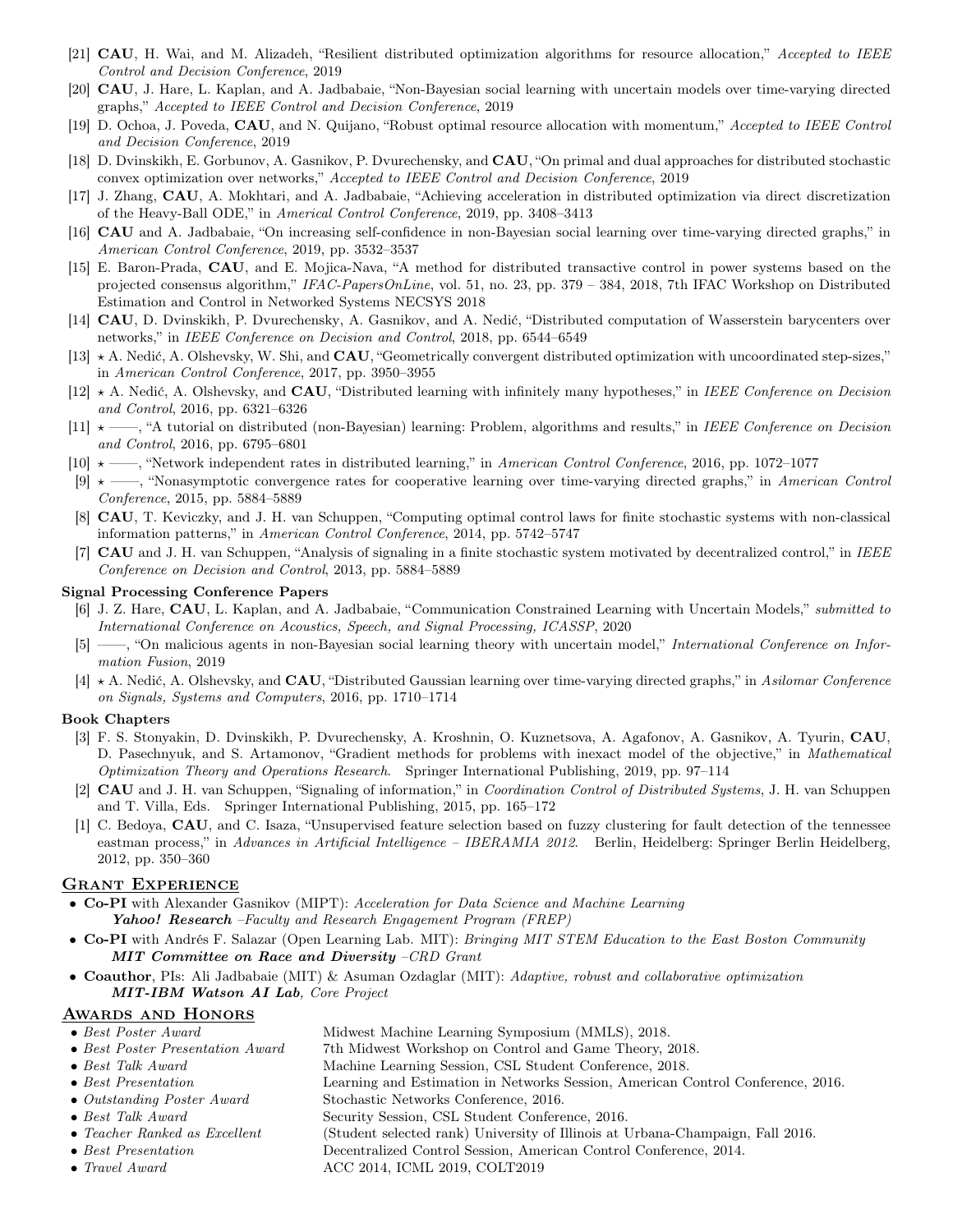[21] **CAU**, H. Wai, and M. Alizadeh, "Resilient distributed optimization algorithms for resource allocation," *Accepted to IEEE Control and Decision Conference*, 2019

[20] **CAU**, J. Hare, L. Kaplan, and A. Jadbabaie, "Non-Bayesian social learning with uncertain models over time-varying directed graphs," *Accepted to IEEE Control and Decision Conference*, 2019

[19] D. Ochoa, J. Poveda, **CAU**, and N. Quijano, "Robust optimal resource allocation with momentum," *Accepted to IEEE Control and Decision Conference*, 2019

[18] D. Dvinskikh, E. Gorbunov, A. Gasnikov, P. Dvurechensky, and **CAU**, "On primal and dual approaches for distributed stochastic convex optimization over networks," *Accepted to IEEE Control and Decision Conference*, 2019

[17] J. Zhang, **CAU**, A. Mokhtari, and A. Jadbabaie, "Achieving acceleration in distributed optimization via direct discretization of the Heavy-Ball ODE," in *Americal Control Conference*, 2019, pp. 3408–3413

[16] **CAU** and A. Jadbabaie, "On increasing self-confidence in non-Bayesian social learning over time-varying directed graphs," in *American Control Conference*, 2019, pp. 3532–3537

[15] E. Baron-Prada, **CAU**, and E. Mojica-Nava, "A method for distributed transactive control in power systems based on the projected consensus algorithm," *IFAC-PapersOnLine*, vol. 51, no. 23, pp. 379 – 384, 2018, 7th IFAC Workshop on Distributed Estimation and Control in Networked Systems NECSYS 2018

[14] **CAU**, D. Dvinskikh, P. Dvurechensky, A. Gasnikov, and A. Nedić, "Distributed computation of Wasserstein barycenters over networks," in *IEEE Conference on Decision and Control*, 2018, pp. 6544–6549

[13] ⋆ A. Nedić, A. Olshevsky, W. Shi, and **CAU**, "Geometrically convergent distributed optimization with uncoordinated step-sizes," in *American Control Conference*, 2017, pp. 3950–3955

[12] ⋆ A. Nedić, A. Olshevsky, and **CAU**, "Distributed learning with infinitely many hypotheses," in *IEEE Conference on Decision and Control*, 2016, pp. 6321–6326

[11] ⋆ ——, "A tutorial on distributed (non-Bayesian) learning: Problem, algorithms and results," in *IEEE Conference on Decision and Control*, 2016, pp. 6795–6801

[10] ⋆ ——, "Network independent rates in distributed learning," in *American Control Conference*, 2016, pp. 1072–1077

[9] ⋆ ——, "Nonasymptotic convergence rates for cooperative learning over time-varying directed graphs," in *American Control Conference*, 2015, pp. 5884–5889

[8] **CAU**, T. Keviczky, and J. H. van Schuppen, "Computing optimal control laws for finite stochastic systems with non-classical information patterns," in *American Control Conference*, 2014, pp. 5742–5747

[7] **CAU** and J. H. van Schuppen, "Analysis of signaling in a finite stochastic system motivated by decentralized control," in *IEEE Conference on Decision and Control*, 2013, pp. 5884–5889

### Signal Processing Conference Papers

[6] J. Z. Hare, **CAU**, L. Kaplan, and A. Jadbabaie, "Communication Constrained Learning with Uncertain Models," *submitted to International Conference on Acoustics, Speech, and Signal Processing, ICASSP*, 2020

[5] ——, "On malicious agents in non-Bayesian social learning theory with uncertain model," *International Conference on Information Fusion*, 2019

[4] ⋆ A. Nedić, A. Olshevsky, and **CAU**, "Distributed Gaussian learning over time-varying directed graphs," in *Asilomar Conference on Signals, Systems and Computers*, 2016, pp. 1710–1714

### Book Chapters

[3] F. S. Stonyakin, D. Dvinskikh, P. Dvurechensky, A. Kroshnin, O. Kuznetsova, A. Agafonov, A. Gasnikov, A. Tyurin, **CAU**, D. Pasechnyuk, and S. Artamonov, "Gradient methods for problems with inexact model of the objective," in *Mathematical Optimization Theory and Operations Research*. Springer International Publishing, 2019, pp. 97–114

[2] **CAU** and J. H. van Schuppen, "Signaling of information," in *Coordination Control of Distributed Systems*, J. H. van Schuppen and T. Villa, Eds. Springer International Publishing, 2015, pp. 165–172

[1] C. Bedoya, **CAU**, and C. Isaza, "Unsupervised feature selection based on fuzzy clustering for fault detection of the tennessee eastman process," in *Advances in Artificial Intelligence – IBERAMIA 2012*. Berlin, Heidelberg: Springer Berlin Heidelberg, 2012, pp. 350–360

## Grant Experience

- **Co-PI** with Alexander Gasnikov (MIPT): *Acceleration for Data Science and Machine Learning*
  ***Yahoo! Research*** *–Faculty and Research Engagement Program (FREP)*
- **Co-PI** with Andrés F. Salazar (Open Learning Lab. MIT): *Bringing MIT STEM Education to the East Boston Community*
  ***MIT Committee on Race and Diversity*** *–CRD Grant*
- **Coauthor**, PIs: Ali Jadbabaie (MIT) & Asuman Ozdaglar (MIT): *Adaptive, robust and collaborative optimization*
  ***MIT-IBM Watson AI Lab****, Core Project*

## Awards and Honors

- *Best Poster Award* — Midwest Machine Learning Symposium (MMLS), 2018.
- *Best Poster Presentation Award* — 7th Midwest Workshop on Control and Game Theory, 2018.
- *Best Talk Award* — Machine Learning Session, CSL Student Conference, 2018.
- *Best Presentation* — Learning and Estimation in Networks Session, American Control Conference, 2016.
- *Outstanding Poster Award* — Stochastic Networks Conference, 2016.
- *Best Talk Award* — Security Session, CSL Student Conference, 2016.
- *Teacher Ranked as Excellent* — (Student selected rank) University of Illinois at Urbana-Champaign, Fall 2016.
- *Best Presentation* — Decentralized Control Session, American Control Conference, 2014.
- *Travel Award* — ACC 2014, ICML 2019, COLT2019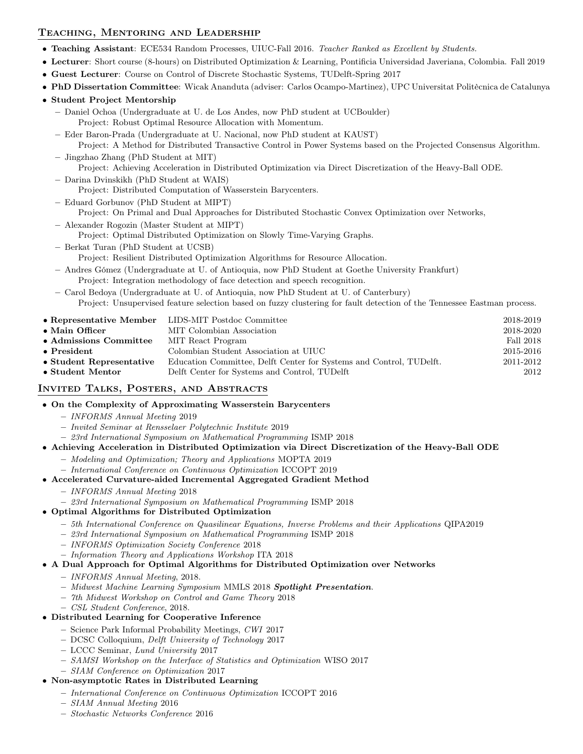## Teaching, Mentoring and Leadership

- **Teaching Assistant**: ECE534 Random Processes, UIUC-Fall 2016. *Teacher Ranked as Excellent by Students.*
- **Lecturer**: Short course (8-hours) on Distributed Optimization & Learning, Pontificia Universidad Javeriana, Colombia. Fall 2019
- **Guest Lecturer**: Course on Control of Discrete Stochastic Systems, TUDelft-Spring 2017
- **PhD Dissertation Committee**: Wicak Ananduta (adviser: Carlos Ocampo-Martinez), UPC Universitat Politècnica de Catalunya
- **Student Project Mentorship**
  - Daniel Ochoa (Undergraduate at U. de Los Andes, now PhD student at UCBoulder)
    Project: Robust Optimal Resource Allocation with Momentum.
  - Eder Baron-Prada (Undergraduate at U. Nacional, now PhD student at KAUST)
    Project: A Method for Distributed Transactive Control in Power Systems based on the Projected Consensus Algorithm.
  - Jingzhao Zhang (PhD Student at MIT)
    Project: Achieving Acceleration in Distributed Optimization via Direct Discretization of the Heavy-Ball ODE.
  - Darina Dvinskikh (PhD Student at WAIS)
    Project: Distributed Computation of Wasserstein Barycenters.
  - Eduard Gorbunov (PhD Student at MIPT)
    Project: On Primal and Dual Approaches for Distributed Stochastic Convex Optimization over Networks,
  - Alexander Rogozin (Master Student at MIPT)
    Project: Optimal Distributed Optimization on Slowly Time-Varying Graphs.
  - Berkat Turan (PhD Student at UCSB)
    Project: Resilient Distributed Optimization Algorithms for Resource Allocation.
  - Andres Gómez (Undergraduate at U. of Antioquia, now PhD Student at Goethe University Frankfurt)
    Project: Integration methodology of face detection and speech recognition.
  - Carol Bedoya (Undergraduate at U. of Antioquia, now PhD Student at U. of Canterbury)
    Project: Unsupervised feature selection based on fuzzy clustering for fault detection of the Tennessee Eastman process.

| | | |
|---|---|---|
| • **Representative Member** | LIDS-MIT Postdoc Committee | 2018-2019 |
| • **Main Officer** | MIT Colombian Association | 2018-2020 |
| • **Admissions Committee** | MIT React Program | Fall 2018 |
| • **President** | Colombian Student Association at UIUC | 2015-2016 |
| • **Student Representative** | Education Committee, Delft Center for Systems and Control, TUDelft. | 2011-2012 |
| • **Student Mentor** | Delft Center for Systems and Control, TUDelft | 2012 |

## Invited Talks, Posters, and Abstracts

- **On the Complexity of Approximating Wasserstein Barycenters**
  - *INFORMS Annual Meeting* 2019
  - *Invited Seminar at Rensselaer Polytechnic Institute* 2019
  - *23rd International Symposium on Mathematical Programming* ISMP 2018
- **Achieving Acceleration in Distributed Optimization via Direct Discretization of the Heavy-Ball ODE**
  - *Modeling and Optimization; Theory and Applications* MOPTA 2019
  - *International Conference on Continuous Optimization* ICCOPT 2019
- **Accelerated Curvature-aided Incremental Aggregated Gradient Method**
  - *INFORMS Annual Meeting* 2018
  - *23rd International Symposium on Mathematical Programming* ISMP 2018
- **Optimal Algorithms for Distributed Optimization**
  - *5th International Conference on Quasilinear Equations, Inverse Problems and their Applications* QIPA2019
  - *23rd International Symposium on Mathematical Programming* ISMP 2018
  - *INFORMS Optimization Society Conference* 2018
  - *Information Theory and Applications Workshop* ITA 2018
- **A Dual Approach for Optimal Algorithms for Distributed Optimization over Networks**
  - *INFORMS Annual Meeting*, 2018.
  - *Midwest Machine Learning Symposium* MMLS 2018 ***Spotlight Presentation***.
  - *7th Midwest Workshop on Control and Game Theory* 2018
  - *CSL Student Conference*, 2018.
- **Distributed Learning for Cooperative Inference**
  - Science Park Informal Probability Meetings, *CWI* 2017
  - DCSC Colloquium, *Delft University of Technology* 2017
  - LCCC Seminar, *Lund University* 2017
  - *SAMSI Workshop on the Interface of Statistics and Optimization* WISO 2017
  - *SIAM Conference on Optimization* 2017
- **Non-asymptotic Rates in Distributed Learning**
  - *International Conference on Continuous Optimization* ICCOPT 2016
  - *SIAM Annual Meeting* 2016
  - *Stochastic Networks Conference* 2016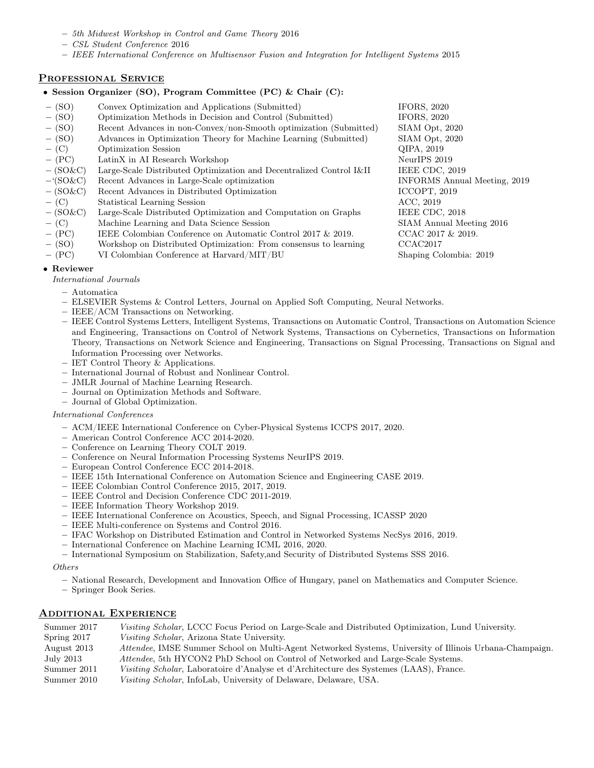- *5th Midwest Workshop in Control and Game Theory* 2016
- *CSL Student Conference* 2016
- *IEEE International Conference on Multisensor Fusion and Integration for Intelligent Systems* 2015

## Professional Service

- **Session Organizer (SO), Program Committee (PC) & Chair (C):**

| | | |
|---|---|---|
| – (SO) | Convex Optimization and Applications (Submitted) | IFORS, 2020 |
| – (SO) | Optimization Methods in Decision and Control (Submitted) | IFORS, 2020 |
| – (SO) | Recent Advances in non-Convex/non-Smooth optimization (Submitted) | SIAM Opt, 2020 |
| – (SO) | Advances in Optimization Theory for Machine Learning (Submitted) | SIAM Opt, 2020 |
| – (C) | Optimization Session | QIPA, 2019 |
| – (PC) | LatinX in AI Research Workshop | NeurIPS 2019 |
| – (SO&C) | Large-Scale Distributed Optimization and Decentralized Control I&II | IEEE CDC, 2019 |
| –'(SO&C) | Recent Advances in Large-Scale optimization | INFORMS Annual Meeting, 2019 |
| – (SO&C) | Recent Advances in Distributed Optimization | ICCOPT, 2019 |
| – (C) | Statistical Learning Session | ACC, 2019 |
| – (SO&C) | Large-Scale Distributed Optimization and Computation on Graphs | IEEE CDC, 2018 |
| – (C) | Machine Learning and Data Science Session | SIAM Annual Meeting 2016 |
| – (PC) | IEEE Colombian Conference on Automatic Control 2017 & 2019. | CCAC 2017 & 2019. |
| – (SO) | Workshop on Distributed Optimization: From consensus to learning | CCAC2017 |
| – (PC) | VI Colombian Conference at Harvard/MIT/BU | Shaping Colombia: 2019 |

- **Reviewer**

  *International Journals*

  - Automatica
  - ELSEVIER Systems & Control Letters, Journal on Applied Soft Computing, Neural Networks.
  - IEEE/ACM Transactions on Networking.
  - IEEE Control Systems Letters, Intelligent Systems, Transactions on Automatic Control, Transactions on Automation Science and Engineering, Transactions on Control of Network Systems, Transactions on Cybernetics, Transactions on Information Theory, Transactions on Network Science and Engineering, Transactions on Signal Processing, Transactions on Signal and Information Processing over Networks.
  - IET Control Theory & Applications.
  - International Journal of Robust and Nonlinear Control.
  - JMLR Journal of Machine Learning Research.
  - Journal on Optimization Methods and Software.
  - Journal of Global Optimization.

  *International Conferences*

  - ACM/IEEE International Conference on Cyber-Physical Systems ICCPS 2017, 2020.
  - American Control Conference ACC 2014-2020.
  - Conference on Learning Theory COLT 2019.
  - Conference on Neural Information Processing Systems NeurIPS 2019.
  - European Control Conference ECC 2014-2018.
  - IEEE 15th International Conference on Automation Science and Engineering CASE 2019.
  - IEEE Colombian Control Conference 2015, 2017, 2019.
  - IEEE Control and Decision Conference CDC 2011-2019.
  - IEEE Information Theory Workshop 2019.
  - IEEE International Conference on Acoustics, Speech, and Signal Processing, ICASSP 2020
  - IEEE Multi-conference on Systems and Control 2016.
  - IFAC Workshop on Distributed Estimation and Control in Networked Systems NecSys 2016, 2019.
  - International Conference on Machine Learning ICML 2016, 2020.
  - International Symposium on Stabilization, Safety,and Security of Distributed Systems SSS 2016.

  *Others*

  - National Research, Development and Innovation Office of Hungary, panel on Mathematics and Computer Science.
  - Springer Book Series.

## Additional Experience

| | |
|---|---|
| Summer 2017 | *Visiting Scholar*, LCCC Focus Period on Large-Scale and Distributed Optimization, Lund University. |
| Spring 2017 | *Visiting Scholar*, Arizona State University. |
| August 2013 | *Attendee*, IMSE Summer School on Multi-Agent Networked Systems, University of Illinois Urbana-Champaign. |
| July 2013 | *Attendee*, 5th HYCON2 PhD School on Control of Networked and Large-Scale Systems. |
| Summer 2011 | *Visiting Scholar*, Laboratoire d'Analyse et d'Architecture des Systemes (LAAS), France. |
| Summer 2010 | *Visiting Scholar*, InfoLab, University of Delaware, Delaware, USA. |